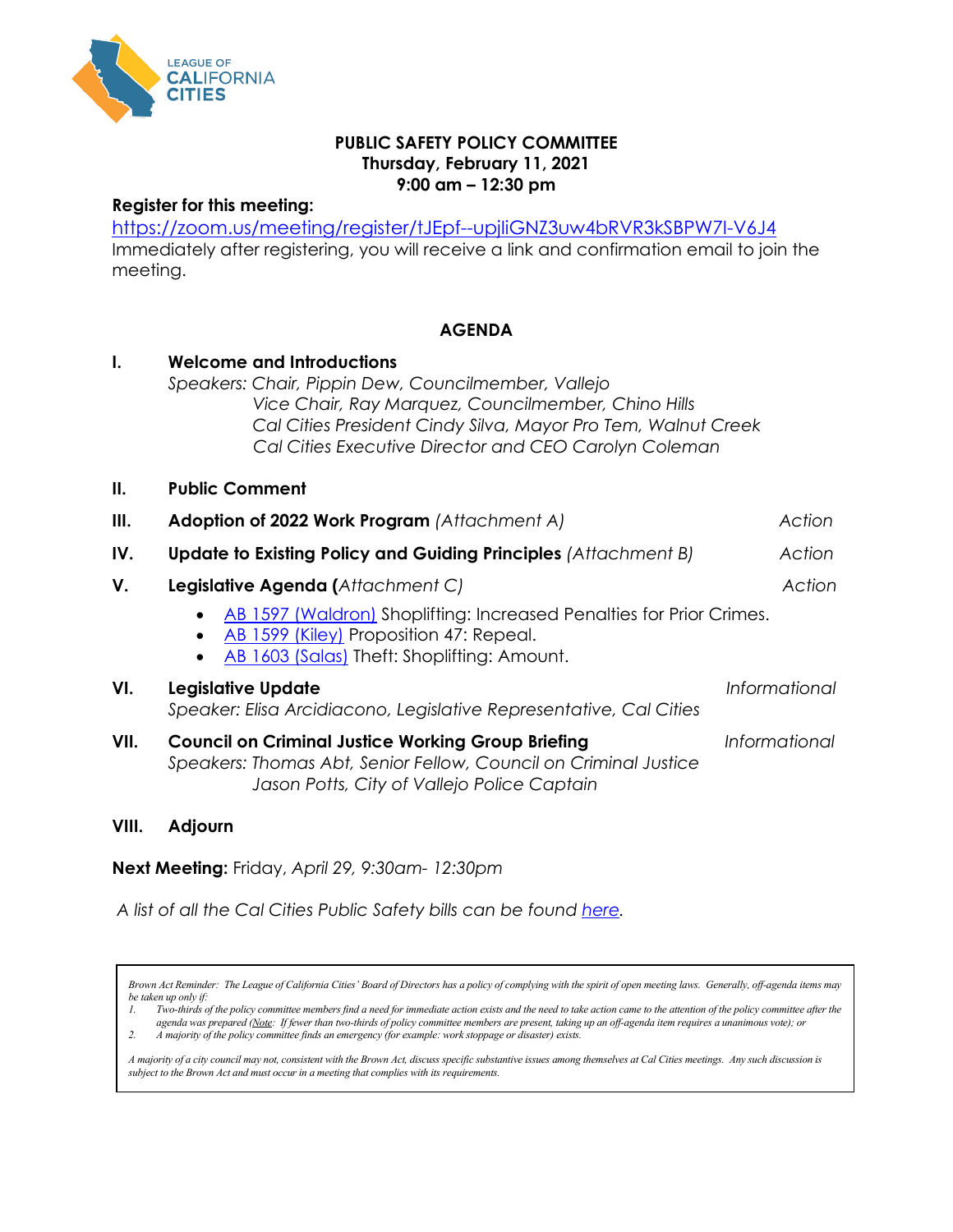LEAGUE OF CALIFORNIA CITIES

**PUBLIC SAFETY POLICY COMMITTEE**
**Thursday, February 11, 2021**
**9:00 am – 12:30 pm**

**Register for this meeting:**
https://zoom.us/meeting/register/tJEpf--upjliGNZ3uw4bRVR3kSBPW7I-V6J4
Immediately after registering, you will receive a link and confirmation email to join the meeting.

## AGENDA

**I. Welcome and Introductions**
*Speakers: Chair, Pippin Dew, Councilmember, Vallejo*
*Vice Chair, Ray Marquez, Councilmember, Chino Hills*
*Cal Cities President Cindy Silva, Mayor Pro Tem, Walnut Creek*
*Cal Cities Executive Director and CEO Carolyn Coleman*

**II. Public Comment**

**III. Adoption of 2022 Work Program** *(Attachment A)* — *Action*

**IV. Update to Existing Policy and Guiding Principles** *(Attachment B)* — *Action*

**V. Legislative Agenda (***Attachment C)* — *Action*

- AB 1597 (Waldron) Shoplifting: Increased Penalties for Prior Crimes.
- AB 1599 (Kiley) Proposition 47: Repeal.
- AB 1603 (Salas) Theft: Shoplifting: Amount.

**VI. Legislative Update** — *Informational*
*Speaker: Elisa Arcidiacono, Legislative Representative, Cal Cities*

**VII. Council on Criminal Justice Working Group Briefing** — *Informational*
*Speakers: Thomas Abt, Senior Fellow, Council on Criminal Justice*
*Jason Potts, City of Vallejo Police Captain*

**VIII. Adjourn**

**Next Meeting:** Friday, *April 29, 9:30am- 12:30pm*

*A list of all the Cal Cities Public Safety bills can be found here.*

*Brown Act Reminder: The League of California Cities' Board of Directors has a policy of complying with the spirit of open meeting laws. Generally, off-agenda items may be taken up only if:*

1. *Two-thirds of the policy committee members find a need for immediate action exists and the need to take action came to the attention of the policy committee after the agenda was prepared (Note: If fewer than two-thirds of policy committee members are present, taking up an off-agenda item requires a unanimous vote); or*
2. *A majority of the policy committee finds an emergency (for example: work stoppage or disaster) exists.*

*A majority of a city council may not, consistent with the Brown Act, discuss specific substantive issues among themselves at Cal Cities meetings. Any such discussion is subject to the Brown Act and must occur in a meeting that complies with its requirements.*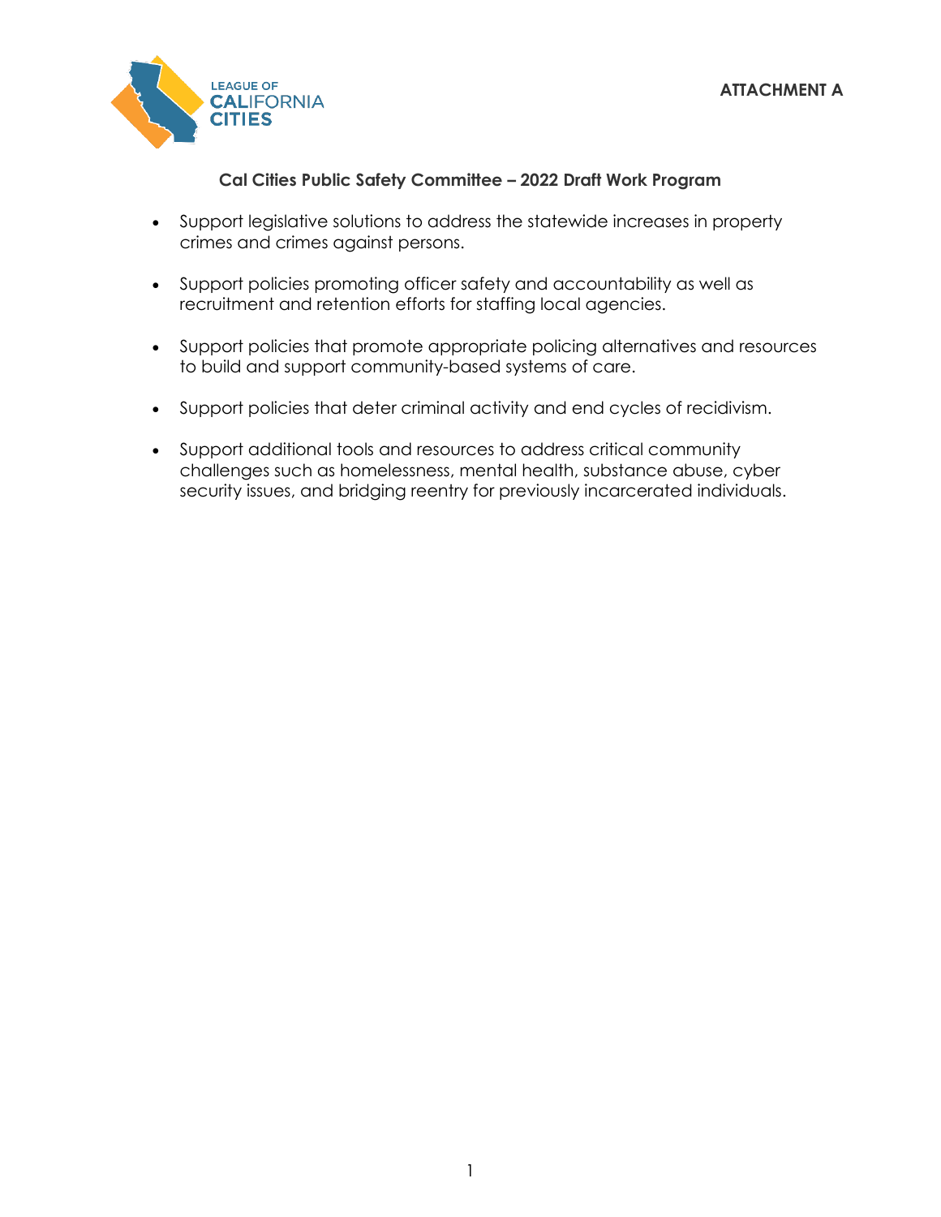ATTACHMENT A

## Cal Cities Public Safety Committee – 2022 Draft Work Program

- Support legislative solutions to address the statewide increases in property crimes and crimes against persons.
- Support policies promoting officer safety and accountability as well as recruitment and retention efforts for staffing local agencies.
- Support policies that promote appropriate policing alternatives and resources to build and support community-based systems of care.
- Support policies that deter criminal activity and end cycles of recidivism.
- Support additional tools and resources to address critical community challenges such as homelessness, mental health, substance abuse, cyber security issues, and bridging reentry for previously incarcerated individuals.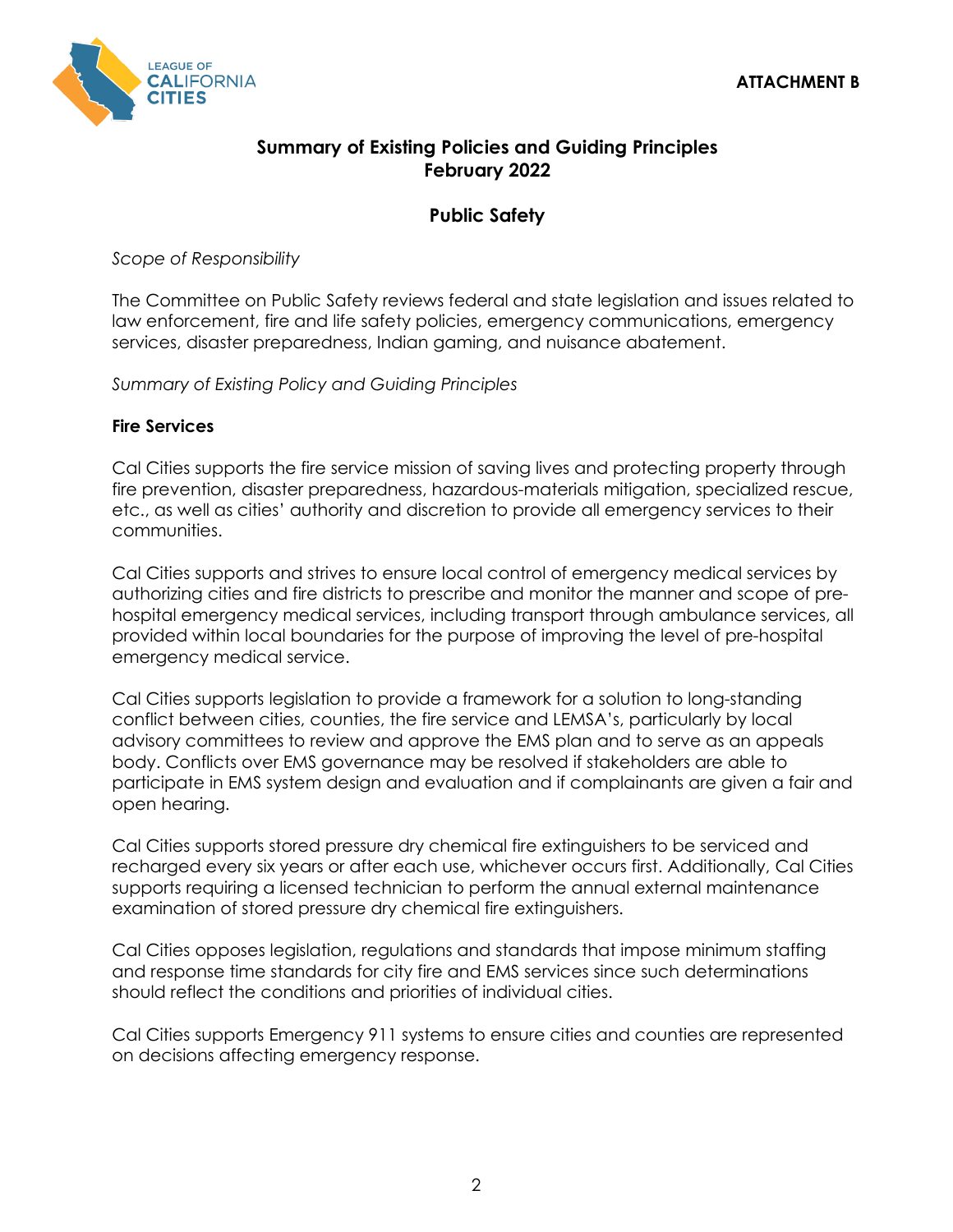ATTACHMENT B

## Summary of Existing Policies and Guiding Principles
## February 2022

### Public Safety

*Scope of Responsibility*

The Committee on Public Safety reviews federal and state legislation and issues related to law enforcement, fire and life safety policies, emergency communications, emergency services, disaster preparedness, Indian gaming, and nuisance abatement.

*Summary of Existing Policy and Guiding Principles*

**Fire Services**

Cal Cities supports the fire service mission of saving lives and protecting property through fire prevention, disaster preparedness, hazardous-materials mitigation, specialized rescue, etc., as well as cities' authority and discretion to provide all emergency services to their communities.

Cal Cities supports and strives to ensure local control of emergency medical services by authorizing cities and fire districts to prescribe and monitor the manner and scope of pre-hospital emergency medical services, including transport through ambulance services, all provided within local boundaries for the purpose of improving the level of pre-hospital emergency medical service.

Cal Cities supports legislation to provide a framework for a solution to long-standing conflict between cities, counties, the fire service and LEMSA's, particularly by local advisory committees to review and approve the EMS plan and to serve as an appeals body. Conflicts over EMS governance may be resolved if stakeholders are able to participate in EMS system design and evaluation and if complainants are given a fair and open hearing.

Cal Cities supports stored pressure dry chemical fire extinguishers to be serviced and recharged every six years or after each use, whichever occurs first. Additionally, Cal Cities supports requiring a licensed technician to perform the annual external maintenance examination of stored pressure dry chemical fire extinguishers.

Cal Cities opposes legislation, regulations and standards that impose minimum staffing and response time standards for city fire and EMS services since such determinations should reflect the conditions and priorities of individual cities.

Cal Cities supports Emergency 911 systems to ensure cities and counties are represented on decisions affecting emergency response.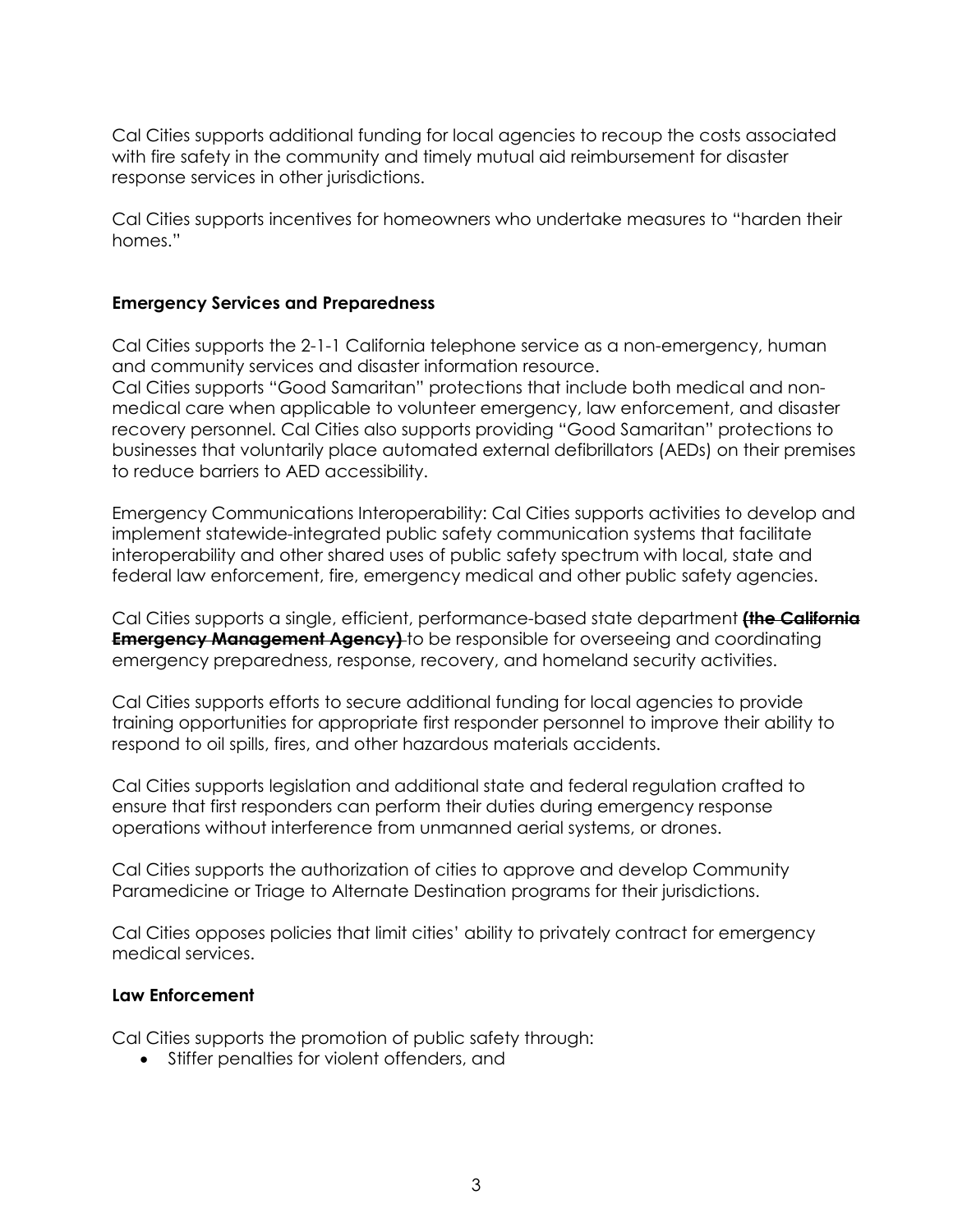Cal Cities supports additional funding for local agencies to recoup the costs associated with fire safety in the community and timely mutual aid reimbursement for disaster response services in other jurisdictions.

Cal Cities supports incentives for homeowners who undertake measures to "harden their homes."

**Emergency Services and Preparedness**

Cal Cities supports the 2-1-1 California telephone service as a non-emergency, human and community services and disaster information resource.
Cal Cities supports "Good Samaritan" protections that include both medical and non-medical care when applicable to volunteer emergency, law enforcement, and disaster recovery personnel. Cal Cities also supports providing "Good Samaritan" protections to businesses that voluntarily place automated external defibrillators (AEDs) on their premises to reduce barriers to AED accessibility.

Emergency Communications Interoperability: Cal Cities supports activities to develop and implement statewide-integrated public safety communication systems that facilitate interoperability and other shared uses of public safety spectrum with local, state and federal law enforcement, fire, emergency medical and other public safety agencies.

Cal Cities supports a single, efficient, performance-based state department ~~**(the California Emergency Management Agency)**~~ to be responsible for overseeing and coordinating emergency preparedness, response, recovery, and homeland security activities.

Cal Cities supports efforts to secure additional funding for local agencies to provide training opportunities for appropriate first responder personnel to improve their ability to respond to oil spills, fires, and other hazardous materials accidents.

Cal Cities supports legislation and additional state and federal regulation crafted to ensure that first responders can perform their duties during emergency response operations without interference from unmanned aerial systems, or drones.

Cal Cities supports the authorization of cities to approve and develop Community Paramedicine or Triage to Alternate Destination programs for their jurisdictions.

Cal Cities opposes policies that limit cities' ability to privately contract for emergency medical services.

**Law Enforcement**

Cal Cities supports the promotion of public safety through:

- Stiffer penalties for violent offenders, and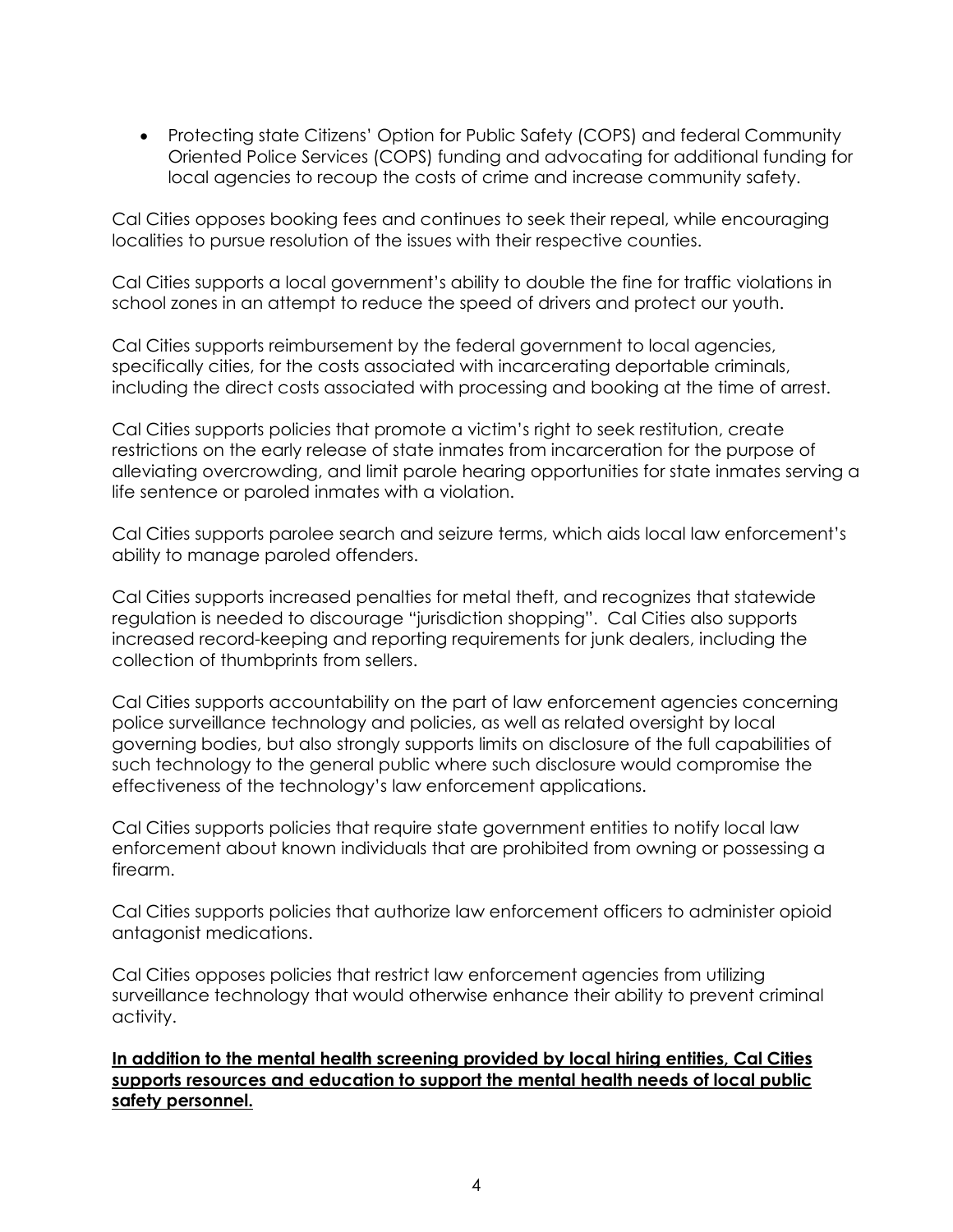- Protecting state Citizens' Option for Public Safety (COPS) and federal Community Oriented Police Services (COPS) funding and advocating for additional funding for local agencies to recoup the costs of crime and increase community safety.

Cal Cities opposes booking fees and continues to seek their repeal, while encouraging localities to pursue resolution of the issues with their respective counties.

Cal Cities supports a local government's ability to double the fine for traffic violations in school zones in an attempt to reduce the speed of drivers and protect our youth.

Cal Cities supports reimbursement by the federal government to local agencies, specifically cities, for the costs associated with incarcerating deportable criminals, including the direct costs associated with processing and booking at the time of arrest.

Cal Cities supports policies that promote a victim's right to seek restitution, create restrictions on the early release of state inmates from incarceration for the purpose of alleviating overcrowding, and limit parole hearing opportunities for state inmates serving a life sentence or paroled inmates with a violation.

Cal Cities supports parolee search and seizure terms, which aids local law enforcement's ability to manage paroled offenders.

Cal Cities supports increased penalties for metal theft, and recognizes that statewide regulation is needed to discourage "jurisdiction shopping". Cal Cities also supports increased record-keeping and reporting requirements for junk dealers, including the collection of thumbprints from sellers.

Cal Cities supports accountability on the part of law enforcement agencies concerning police surveillance technology and policies, as well as related oversight by local governing bodies, but also strongly supports limits on disclosure of the full capabilities of such technology to the general public where such disclosure would compromise the effectiveness of the technology's law enforcement applications.

Cal Cities supports policies that require state government entities to notify local law enforcement about known individuals that are prohibited from owning or possessing a firearm.

Cal Cities supports policies that authorize law enforcement officers to administer opioid antagonist medications.

Cal Cities opposes policies that restrict law enforcement agencies from utilizing surveillance technology that would otherwise enhance their ability to prevent criminal activity.

**<u>In addition to the mental health screening provided by local hiring entities, Cal Cities supports resources and education to support the mental health needs of local public safety personnel.</u>**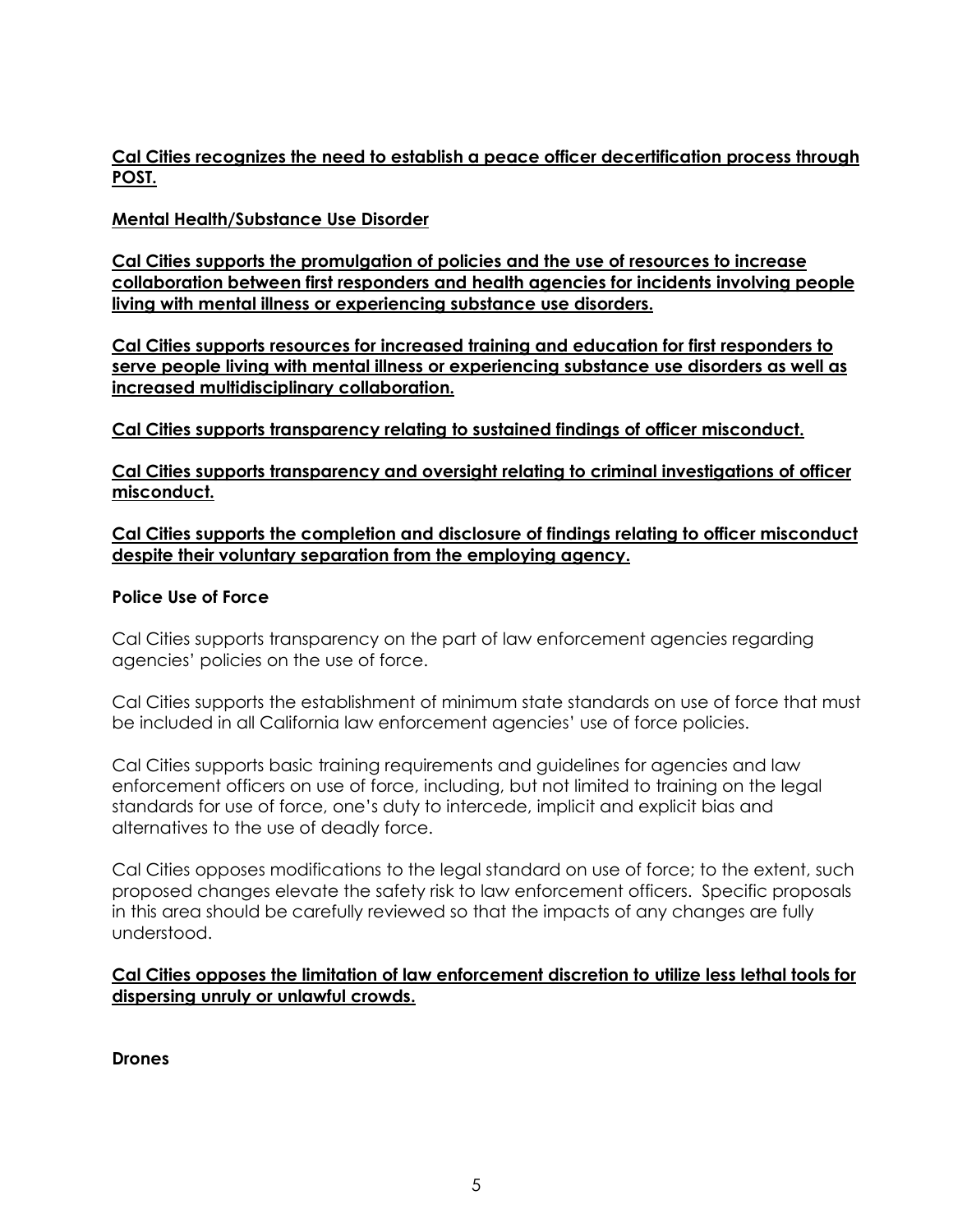**<u>Cal Cities recognizes the need to establish a peace officer decertification process through POST.</u>**

**<u>Mental Health/Substance Use Disorder</u>**

**<u>Cal Cities supports the promulgation of policies and the use of resources to increase collaboration between first responders and health agencies for incidents involving people living with mental illness or experiencing substance use disorders.</u>**

**<u>Cal Cities supports resources for increased training and education for first responders to serve people living with mental illness or experiencing substance use disorders as well as increased multidisciplinary collaboration.</u>**

**<u>Cal Cities supports transparency relating to sustained findings of officer misconduct.</u>**

**<u>Cal Cities supports transparency and oversight relating to criminal investigations of officer misconduct.</u>**

**<u>Cal Cities supports the completion and disclosure of findings relating to officer misconduct despite their voluntary separation from the employing agency.</u>**

**Police Use of Force**

Cal Cities supports transparency on the part of law enforcement agencies regarding agencies' policies on the use of force.

Cal Cities supports the establishment of minimum state standards on use of force that must be included in all California law enforcement agencies' use of force policies.

Cal Cities supports basic training requirements and guidelines for agencies and law enforcement officers on use of force, including, but not limited to training on the legal standards for use of force, one's duty to intercede, implicit and explicit bias and alternatives to the use of deadly force.

Cal Cities opposes modifications to the legal standard on use of force; to the extent, such proposed changes elevate the safety risk to law enforcement officers. Specific proposals in this area should be carefully reviewed so that the impacts of any changes are fully understood.

**<u>Cal Cities opposes the limitation of law enforcement discretion to utilize less lethal tools for dispersing unruly or unlawful crowds.</u>**

**Drones**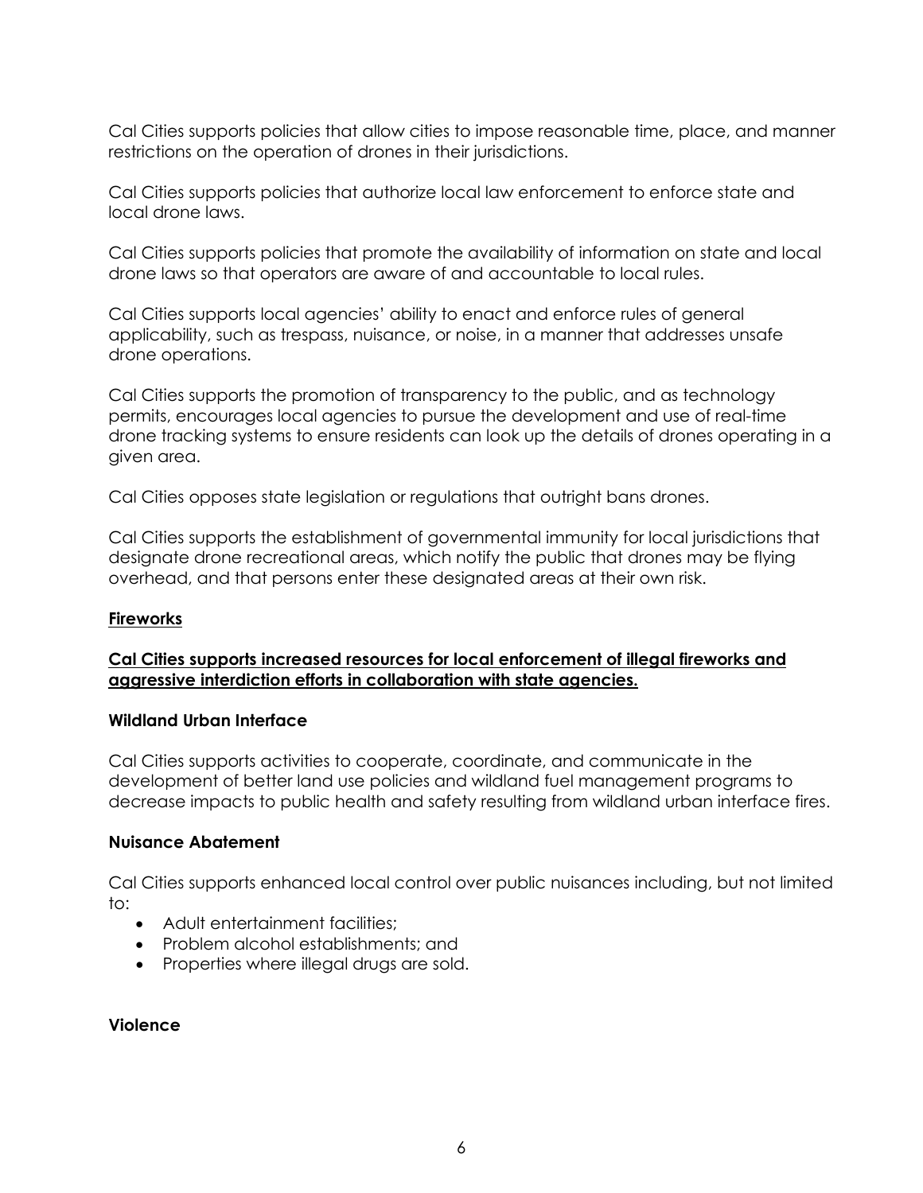Cal Cities supports policies that allow cities to impose reasonable time, place, and manner restrictions on the operation of drones in their jurisdictions.

Cal Cities supports policies that authorize local law enforcement to enforce state and local drone laws.

Cal Cities supports policies that promote the availability of information on state and local drone laws so that operators are aware of and accountable to local rules.

Cal Cities supports local agencies' ability to enact and enforce rules of general applicability, such as trespass, nuisance, or noise, in a manner that addresses unsafe drone operations.

Cal Cities supports the promotion of transparency to the public, and as technology permits, encourages local agencies to pursue the development and use of real-time drone tracking systems to ensure residents can look up the details of drones operating in a given area.

Cal Cities opposes state legislation or regulations that outright bans drones.

Cal Cities supports the establishment of governmental immunity for local jurisdictions that designate drone recreational areas, which notify the public that drones may be flying overhead, and that persons enter these designated areas at their own risk.

### <u>Fireworks</u>

**<u>Cal Cities supports increased resources for local enforcement of illegal fireworks and aggressive interdiction efforts in collaboration with state agencies.</u>**

### Wildland Urban Interface

Cal Cities supports activities to cooperate, coordinate, and communicate in the development of better land use policies and wildland fuel management programs to decrease impacts to public health and safety resulting from wildland urban interface fires.

### Nuisance Abatement

Cal Cities supports enhanced local control over public nuisances including, but not limited to:

- Adult entertainment facilities;
- Problem alcohol establishments; and
- Properties where illegal drugs are sold.

### Violence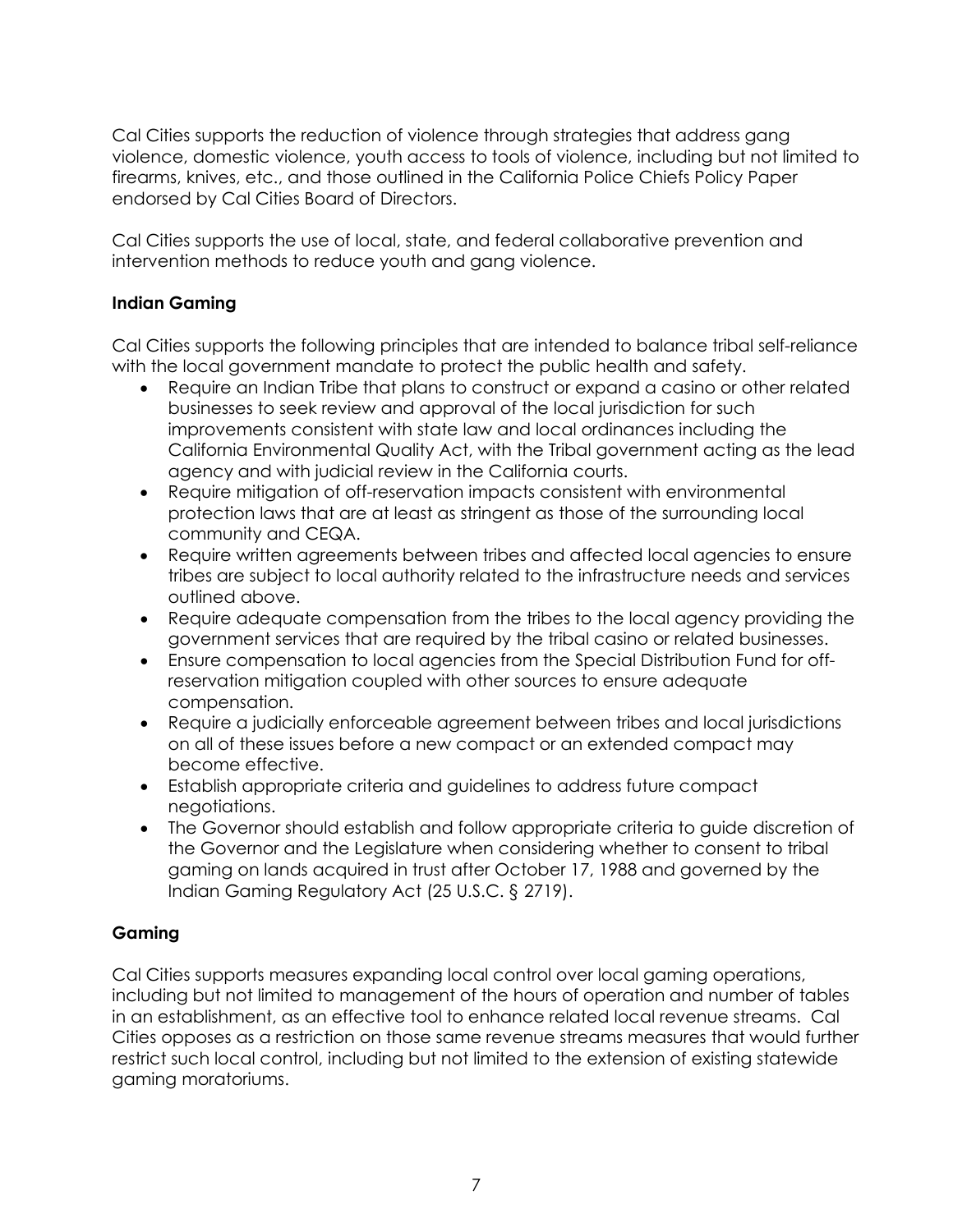Cal Cities supports the reduction of violence through strategies that address gang violence, domestic violence, youth access to tools of violence, including but not limited to firearms, knives, etc., and those outlined in the California Police Chiefs Policy Paper endorsed by Cal Cities Board of Directors.

Cal Cities supports the use of local, state, and federal collaborative prevention and intervention methods to reduce youth and gang violence.

### Indian Gaming

Cal Cities supports the following principles that are intended to balance tribal self-reliance with the local government mandate to protect the public health and safety.

- Require an Indian Tribe that plans to construct or expand a casino or other related businesses to seek review and approval of the local jurisdiction for such improvements consistent with state law and local ordinances including the California Environmental Quality Act, with the Tribal government acting as the lead agency and with judicial review in the California courts.
- Require mitigation of off-reservation impacts consistent with environmental protection laws that are at least as stringent as those of the surrounding local community and CEQA.
- Require written agreements between tribes and affected local agencies to ensure tribes are subject to local authority related to the infrastructure needs and services outlined above.
- Require adequate compensation from the tribes to the local agency providing the government services that are required by the tribal casino or related businesses.
- Ensure compensation to local agencies from the Special Distribution Fund for off-reservation mitigation coupled with other sources to ensure adequate compensation.
- Require a judicially enforceable agreement between tribes and local jurisdictions on all of these issues before a new compact or an extended compact may become effective.
- Establish appropriate criteria and guidelines to address future compact negotiations.
- The Governor should establish and follow appropriate criteria to guide discretion of the Governor and the Legislature when considering whether to consent to tribal gaming on lands acquired in trust after October 17, 1988 and governed by the Indian Gaming Regulatory Act (25 U.S.C. § 2719).

### Gaming

Cal Cities supports measures expanding local control over local gaming operations, including but not limited to management of the hours of operation and number of tables in an establishment, as an effective tool to enhance related local revenue streams. Cal Cities opposes as a restriction on those same revenue streams measures that would further restrict such local control, including but not limited to the extension of existing statewide gaming moratoriums.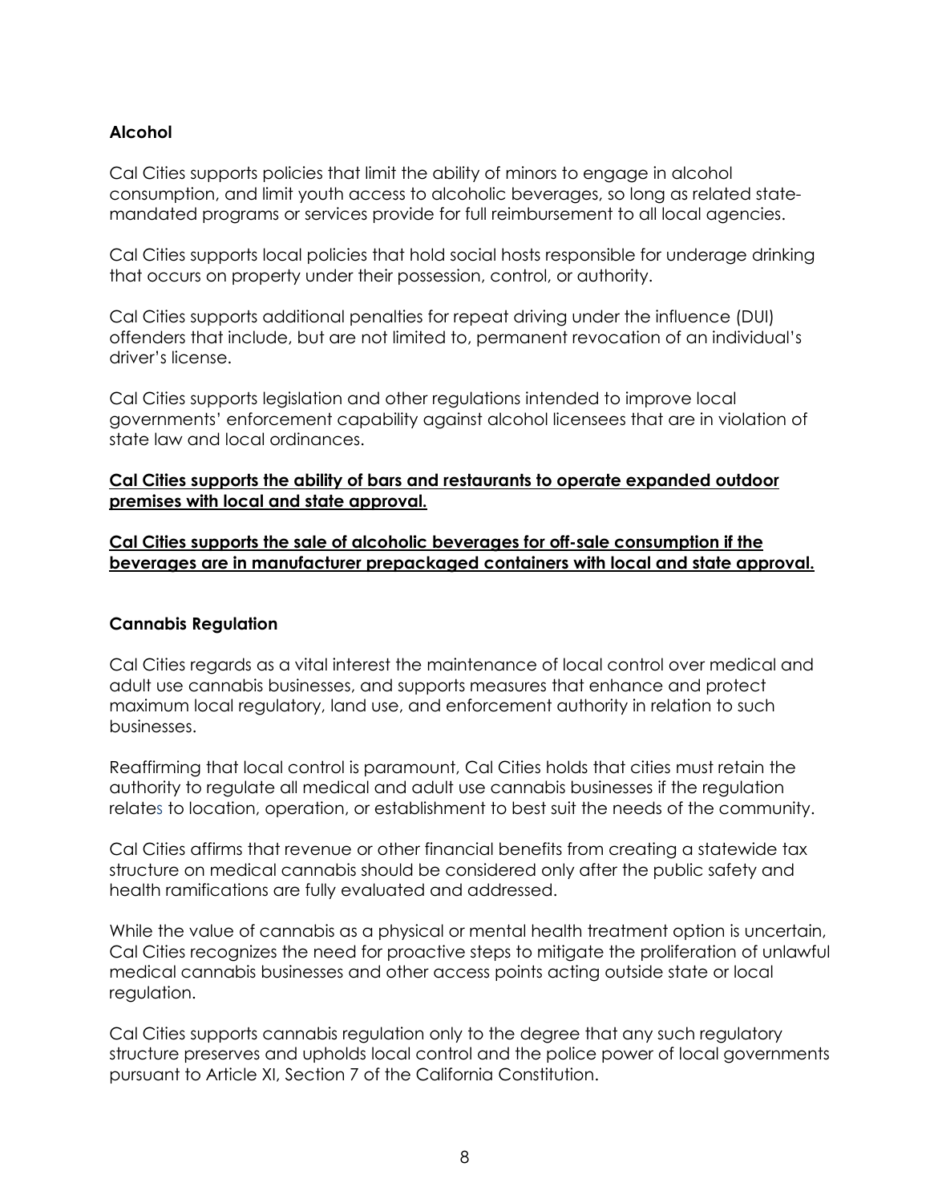### Alcohol

Cal Cities supports policies that limit the ability of minors to engage in alcohol consumption, and limit youth access to alcoholic beverages, so long as related state-mandated programs or services provide for full reimbursement to all local agencies.

Cal Cities supports local policies that hold social hosts responsible for underage drinking that occurs on property under their possession, control, or authority.

Cal Cities supports additional penalties for repeat driving under the influence (DUI) offenders that include, but are not limited to, permanent revocation of an individual's driver's license.

Cal Cities supports legislation and other regulations intended to improve local governments' enforcement capability against alcohol licensees that are in violation of state law and local ordinances.

<u>**Cal Cities supports the ability of bars and restaurants to operate expanded outdoor premises with local and state approval.**</u>

<u>**Cal Cities supports the sale of alcoholic beverages for off-sale consumption if the beverages are in manufacturer prepackaged containers with local and state approval.**</u>

### Cannabis Regulation

Cal Cities regards as a vital interest the maintenance of local control over medical and adult use cannabis businesses, and supports measures that enhance and protect maximum local regulatory, land use, and enforcement authority in relation to such businesses.

Reaffirming that local control is paramount, Cal Cities holds that cities must retain the authority to regulate all medical and adult use cannabis businesses if the regulation relates to location, operation, or establishment to best suit the needs of the community.

Cal Cities affirms that revenue or other financial benefits from creating a statewide tax structure on medical cannabis should be considered only after the public safety and health ramifications are fully evaluated and addressed.

While the value of cannabis as a physical or mental health treatment option is uncertain, Cal Cities recognizes the need for proactive steps to mitigate the proliferation of unlawful medical cannabis businesses and other access points acting outside state or local regulation.

Cal Cities supports cannabis regulation only to the degree that any such regulatory structure preserves and upholds local control and the police power of local governments pursuant to Article XI, Section 7 of the California Constitution.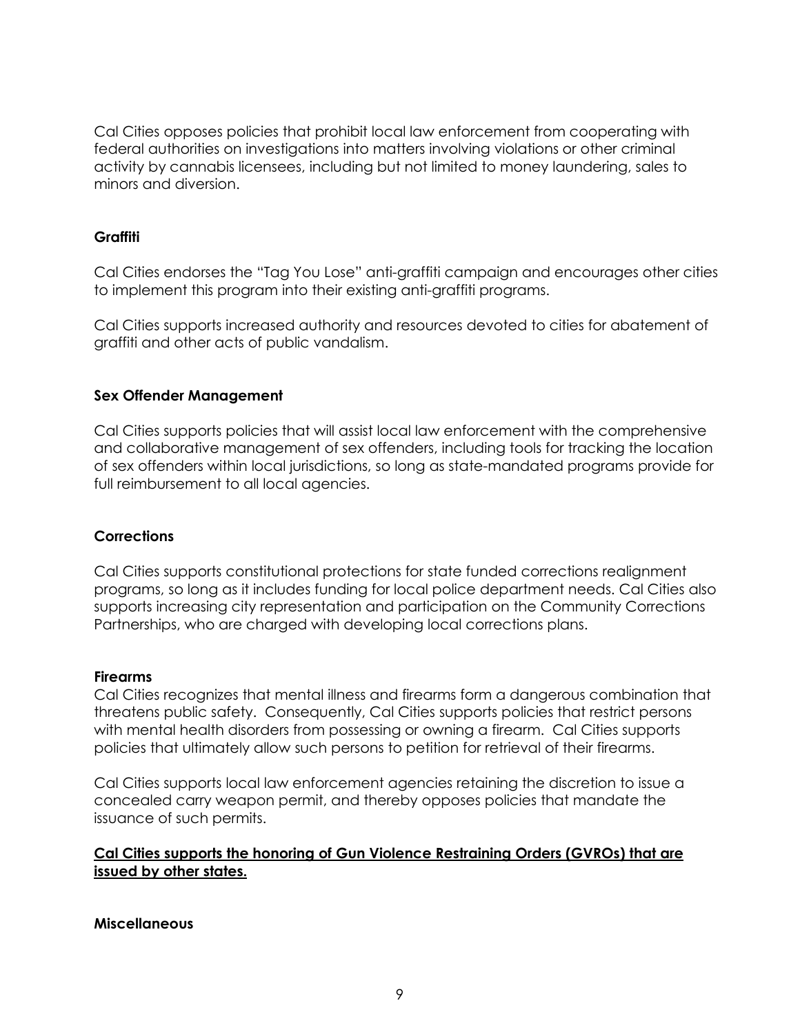Cal Cities opposes policies that prohibit local law enforcement from cooperating with federal authorities on investigations into matters involving violations or other criminal activity by cannabis licensees, including but not limited to money laundering, sales to minors and diversion.

### Graffiti

Cal Cities endorses the "Tag You Lose" anti-graffiti campaign and encourages other cities to implement this program into their existing anti-graffiti programs.

Cal Cities supports increased authority and resources devoted to cities for abatement of graffiti and other acts of public vandalism.

### Sex Offender Management

Cal Cities supports policies that will assist local law enforcement with the comprehensive and collaborative management of sex offenders, including tools for tracking the location of sex offenders within local jurisdictions, so long as state-mandated programs provide for full reimbursement to all local agencies.

### Corrections

Cal Cities supports constitutional protections for state funded corrections realignment programs, so long as it includes funding for local police department needs. Cal Cities also supports increasing city representation and participation on the Community Corrections Partnerships, who are charged with developing local corrections plans.

### Firearms

Cal Cities recognizes that mental illness and firearms form a dangerous combination that threatens public safety. Consequently, Cal Cities supports policies that restrict persons with mental health disorders from possessing or owning a firearm. Cal Cities supports policies that ultimately allow such persons to petition for retrieval of their firearms.

Cal Cities supports local law enforcement agencies retaining the discretion to issue a concealed carry weapon permit, and thereby opposes policies that mandate the issuance of such permits.

**Cal Cities supports the honoring of Gun Violence Restraining Orders (GVROs) that are issued by other states.**

### Miscellaneous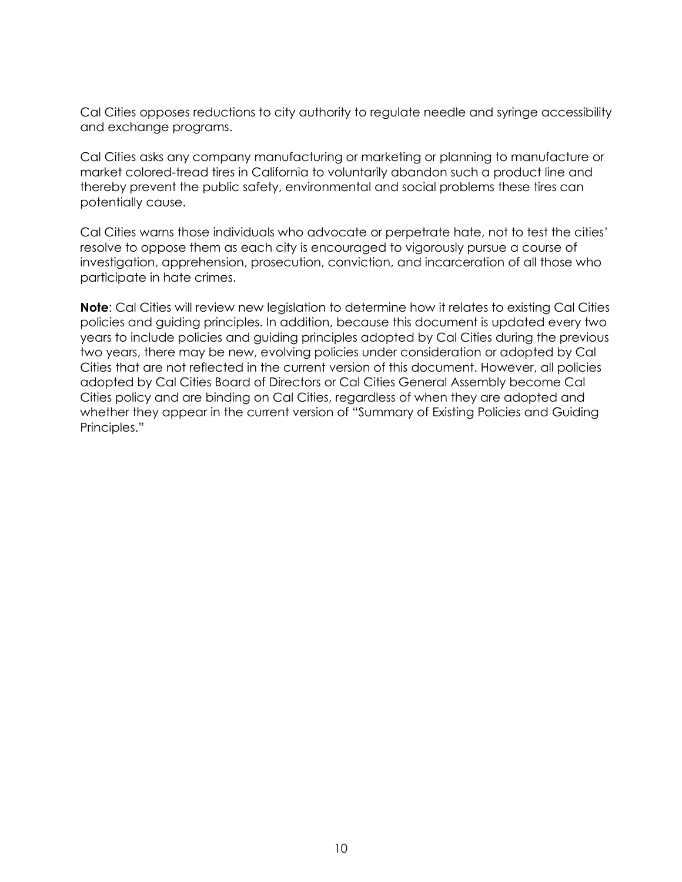Cal Cities opposes reductions to city authority to regulate needle and syringe accessibility and exchange programs.

Cal Cities asks any company manufacturing or marketing or planning to manufacture or market colored-tread tires in California to voluntarily abandon such a product line and thereby prevent the public safety, environmental and social problems these tires can potentially cause.

Cal Cities warns those individuals who advocate or perpetrate hate, not to test the cities' resolve to oppose them as each city is encouraged to vigorously pursue a course of investigation, apprehension, prosecution, conviction, and incarceration of all those who participate in hate crimes.

**Note**: Cal Cities will review new legislation to determine how it relates to existing Cal Cities policies and guiding principles. In addition, because this document is updated every two years to include policies and guiding principles adopted by Cal Cities during the previous two years, there may be new, evolving policies under consideration or adopted by Cal Cities that are not reflected in the current version of this document. However, all policies adopted by Cal Cities Board of Directors or Cal Cities General Assembly become Cal Cities policy and are binding on Cal Cities, regardless of when they are adopted and whether they appear in the current version of "Summary of Existing Policies and Guiding Principles."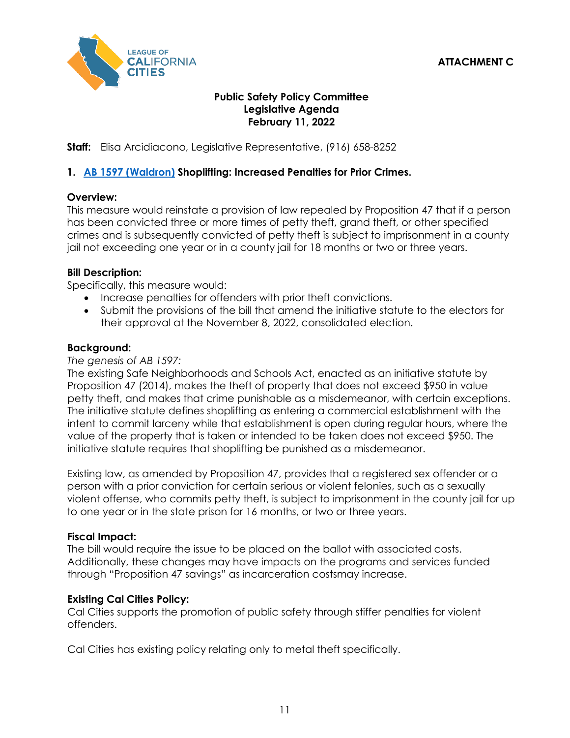ATTACHMENT C

**Public Safety Policy Committee**
**Legislative Agenda**
**February 11, 2022**

**Staff:** Elisa Arcidiacono, Legislative Representative, (916) 658-8252

## 1. AB 1597 (Waldron) Shoplifting: Increased Penalties for Prior Crimes.

**Overview:**
This measure would reinstate a provision of law repealed by Proposition 47 that if a person has been convicted three or more times of petty theft, grand theft, or other specified crimes and is subsequently convicted of petty theft is subject to imprisonment in a county jail not exceeding one year or in a county jail for 18 months or two or three years.

**Bill Description:**
Specifically, this measure would:

- Increase penalties for offenders with prior theft convictions.
- Submit the provisions of the bill that amend the initiative statute to the electors for their approval at the November 8, 2022, consolidated election.

**Background:**
*The genesis of AB 1597:*
The existing Safe Neighborhoods and Schools Act, enacted as an initiative statute by Proposition 47 (2014), makes the theft of property that does not exceed $950 in value petty theft, and makes that crime punishable as a misdemeanor, with certain exceptions. The initiative statute defines shoplifting as entering a commercial establishment with the intent to commit larceny while that establishment is open during regular hours, where the value of the property that is taken or intended to be taken does not exceed $950. The initiative statute requires that shoplifting be punished as a misdemeanor.

Existing law, as amended by Proposition 47, provides that a registered sex offender or a person with a prior conviction for certain serious or violent felonies, such as a sexually violent offense, who commits petty theft, is subject to imprisonment in the county jail for up to one year or in the state prison for 16 months, or two or three years.

**Fiscal Impact:**
The bill would require the issue to be placed on the ballot with associated costs. Additionally, these changes may have impacts on the programs and services funded through "Proposition 47 savings" as incarceration costsmay increase.

**Existing Cal Cities Policy:**
Cal Cities supports the promotion of public safety through stiffer penalties for violent offenders.

Cal Cities has existing policy relating only to metal theft specifically.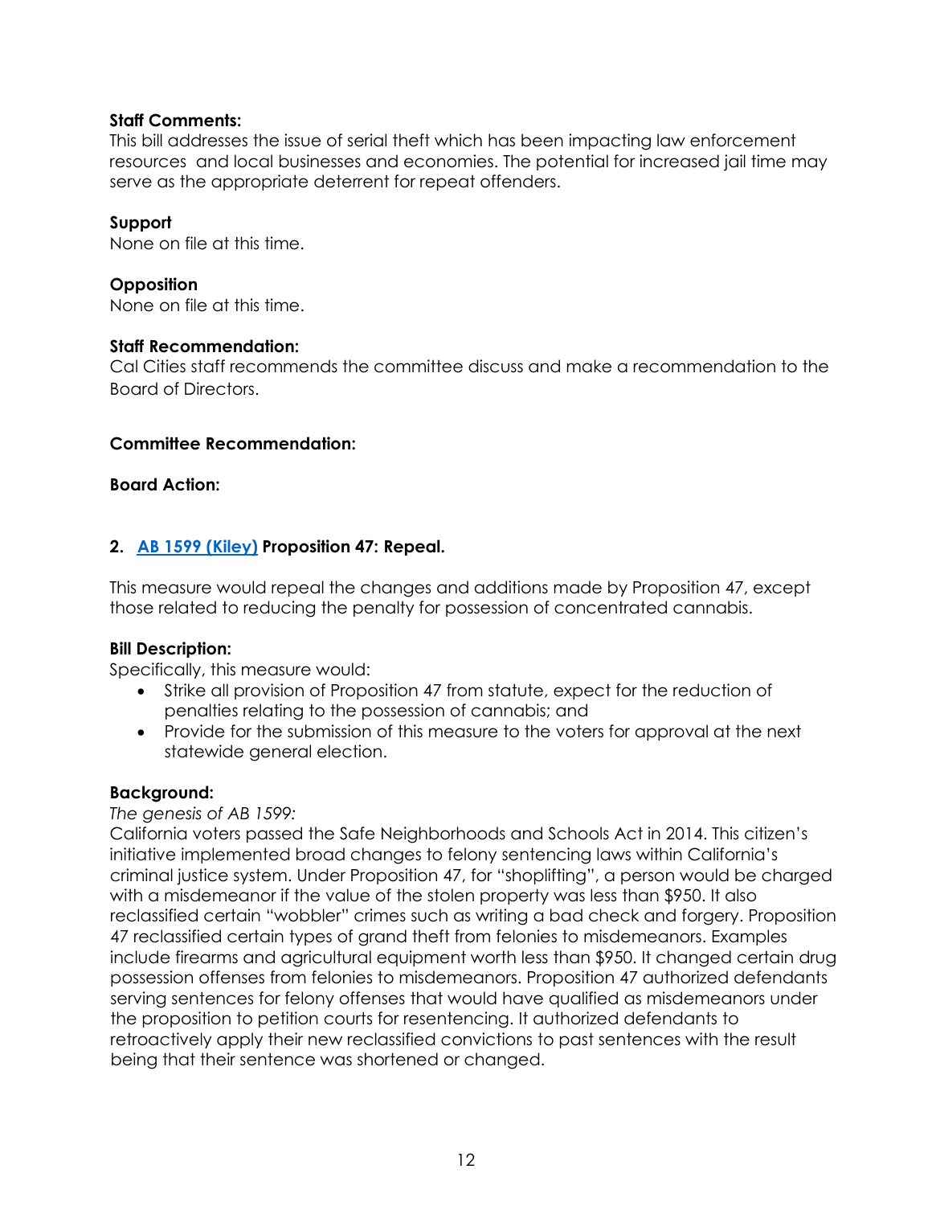**Staff Comments:**
This bill addresses the issue of serial theft which has been impacting law enforcement resources and local businesses and economies. The potential for increased jail time may serve as the appropriate deterrent for repeat offenders.

**Support**
None on file at this time.

**Opposition**
None on file at this time.

**Staff Recommendation:**
Cal Cities staff recommends the committee discuss and make a recommendation to the Board of Directors.

**Committee Recommendation:**

**Board Action:**

**2. [AB 1599 (Kiley)](#) Proposition 47: Repeal.**

This measure would repeal the changes and additions made by Proposition 47, except those related to reducing the penalty for possession of concentrated cannabis.

**Bill Description:**
Specifically, this measure would:

- Strike all provision of Proposition 47 from statute, expect for the reduction of penalties relating to the possession of cannabis; and
- Provide for the submission of this measure to the voters for approval at the next statewide general election.

**Background:**
*The genesis of AB 1599:*
California voters passed the Safe Neighborhoods and Schools Act in 2014. This citizen's initiative implemented broad changes to felony sentencing laws within California's criminal justice system. Under Proposition 47, for "shoplifting", a person would be charged with a misdemeanor if the value of the stolen property was less than $950. It also reclassified certain "wobbler" crimes such as writing a bad check and forgery. Proposition 47 reclassified certain types of grand theft from felonies to misdemeanors. Examples include firearms and agricultural equipment worth less than $950. It changed certain drug possession offenses from felonies to misdemeanors. Proposition 47 authorized defendants serving sentences for felony offenses that would have qualified as misdemeanors under the proposition to petition courts for resentencing. It authorized defendants to retroactively apply their new reclassified convictions to past sentences with the result being that their sentence was shortened or changed.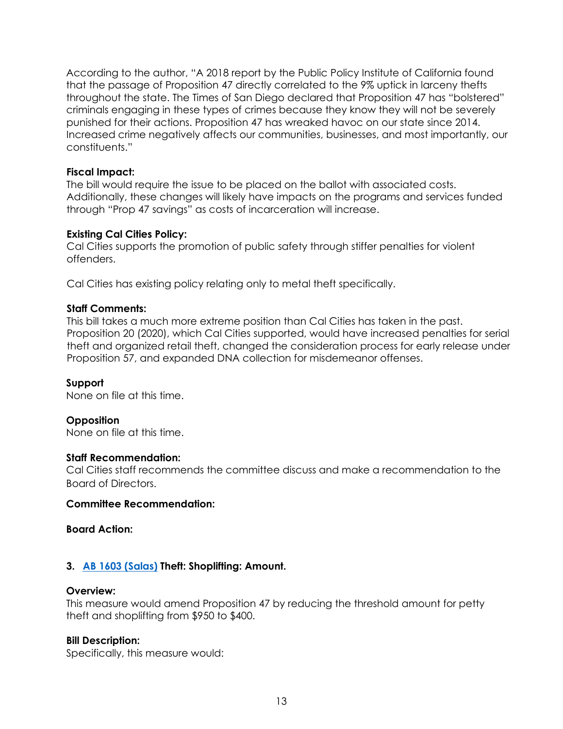According to the author, "A 2018 report by the Public Policy Institute of California found that the passage of Proposition 47 directly correlated to the 9% uptick in larceny thefts throughout the state. The Times of San Diego declared that Proposition 47 has "bolstered" criminals engaging in these types of crimes because they know they will not be severely punished for their actions. Proposition 47 has wreaked havoc on our state since 2014. Increased crime negatively affects our communities, businesses, and most importantly, our constituents."

**Fiscal Impact:**
The bill would require the issue to be placed on the ballot with associated costs. Additionally, these changes will likely have impacts on the programs and services funded through "Prop 47 savings" as costs of incarceration will increase.

**Existing Cal Cities Policy:**
Cal Cities supports the promotion of public safety through stiffer penalties for violent offenders.

Cal Cities has existing policy relating only to metal theft specifically.

**Staff Comments:**
This bill takes a much more extreme position than Cal Cities has taken in the past. Proposition 20 (2020), which Cal Cities supported, would have increased penalties for serial theft and organized retail theft, changed the consideration process for early release under Proposition 57, and expanded DNA collection for misdemeanor offenses.

**Support**
None on file at this time.

**Opposition**
None on file at this time.

**Staff Recommendation:**
Cal Cities staff recommends the committee discuss and make a recommendation to the Board of Directors.

**Committee Recommendation:**

**Board Action:**

### 3. AB 1603 (Salas) Theft: Shoplifting: Amount.

**Overview:**
This measure would amend Proposition 47 by reducing the threshold amount for petty theft and shoplifting from $950 to $400.

**Bill Description:**
Specifically, this measure would: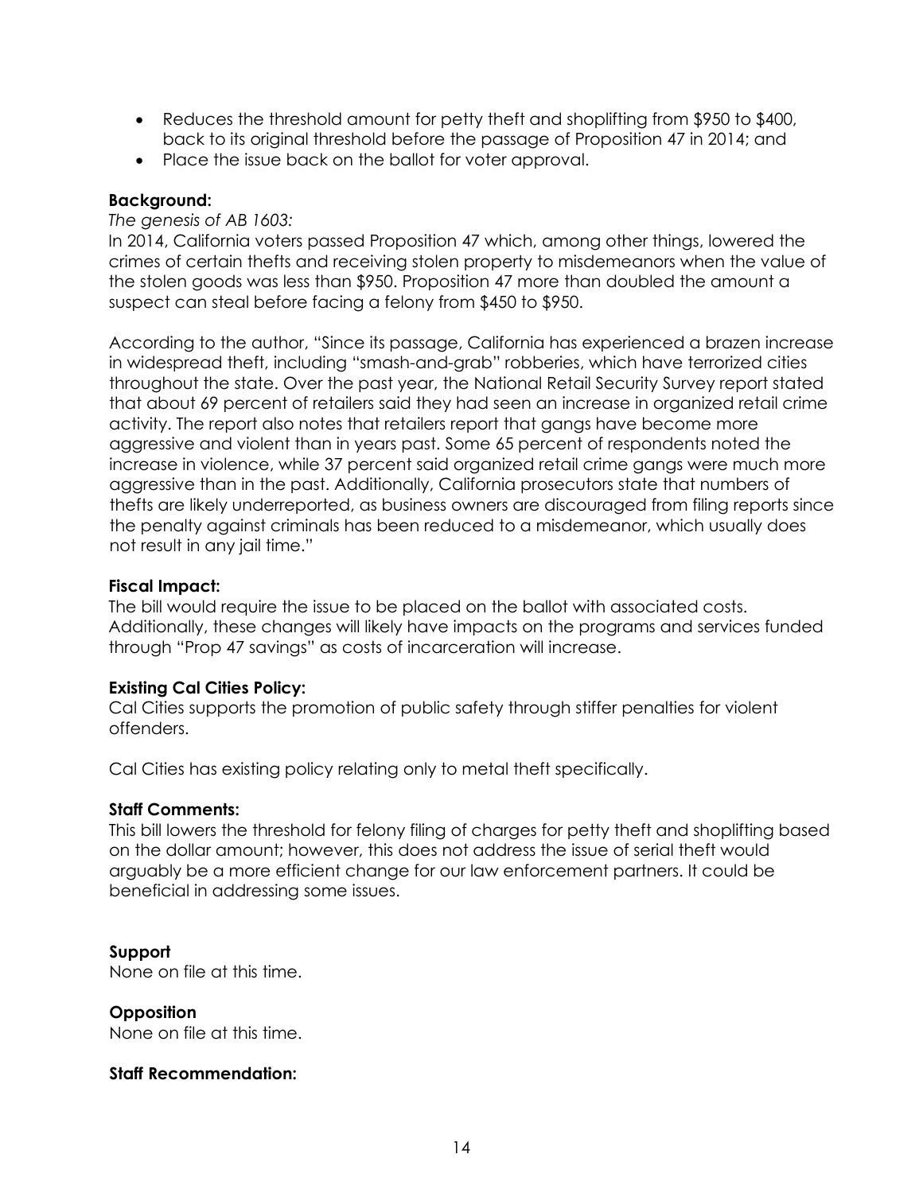- Reduces the threshold amount for petty theft and shoplifting from $950 to $400, back to its original threshold before the passage of Proposition 47 in 2014; and
- Place the issue back on the ballot for voter approval.

**Background:**

*The genesis of AB 1603:*

In 2014, California voters passed Proposition 47 which, among other things, lowered the crimes of certain thefts and receiving stolen property to misdemeanors when the value of the stolen goods was less than $950. Proposition 47 more than doubled the amount a suspect can steal before facing a felony from $450 to $950.

According to the author, "Since its passage, California has experienced a brazen increase in widespread theft, including "smash-and-grab" robberies, which have terrorized cities throughout the state. Over the past year, the National Retail Security Survey report stated that about 69 percent of retailers said they had seen an increase in organized retail crime activity. The report also notes that retailers report that gangs have become more aggressive and violent than in years past. Some 65 percent of respondents noted the increase in violence, while 37 percent said organized retail crime gangs were much more aggressive than in the past. Additionally, California prosecutors state that numbers of thefts are likely underreported, as business owners are discouraged from filing reports since the penalty against criminals has been reduced to a misdemeanor, which usually does not result in any jail time."

**Fiscal Impact:**

The bill would require the issue to be placed on the ballot with associated costs. Additionally, these changes will likely have impacts on the programs and services funded through "Prop 47 savings" as costs of incarceration will increase.

**Existing Cal Cities Policy:**

Cal Cities supports the promotion of public safety through stiffer penalties for violent offenders.

Cal Cities has existing policy relating only to metal theft specifically.

**Staff Comments:**

This bill lowers the threshold for felony filing of charges for petty theft and shoplifting based on the dollar amount; however, this does not address the issue of serial theft would arguably be a more efficient change for our law enforcement partners. It could be beneficial in addressing some issues.

**Support**

None on file at this time.

**Opposition**

None on file at this time.

**Staff Recommendation:**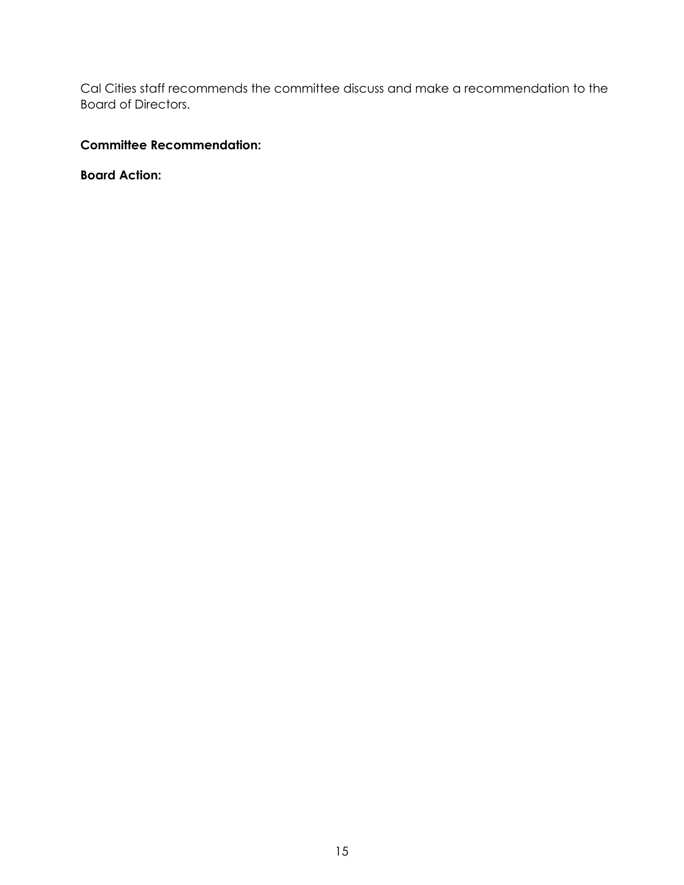Cal Cities staff recommends the committee discuss and make a recommendation to the Board of Directors.

**Committee Recommendation:**

**Board Action:**